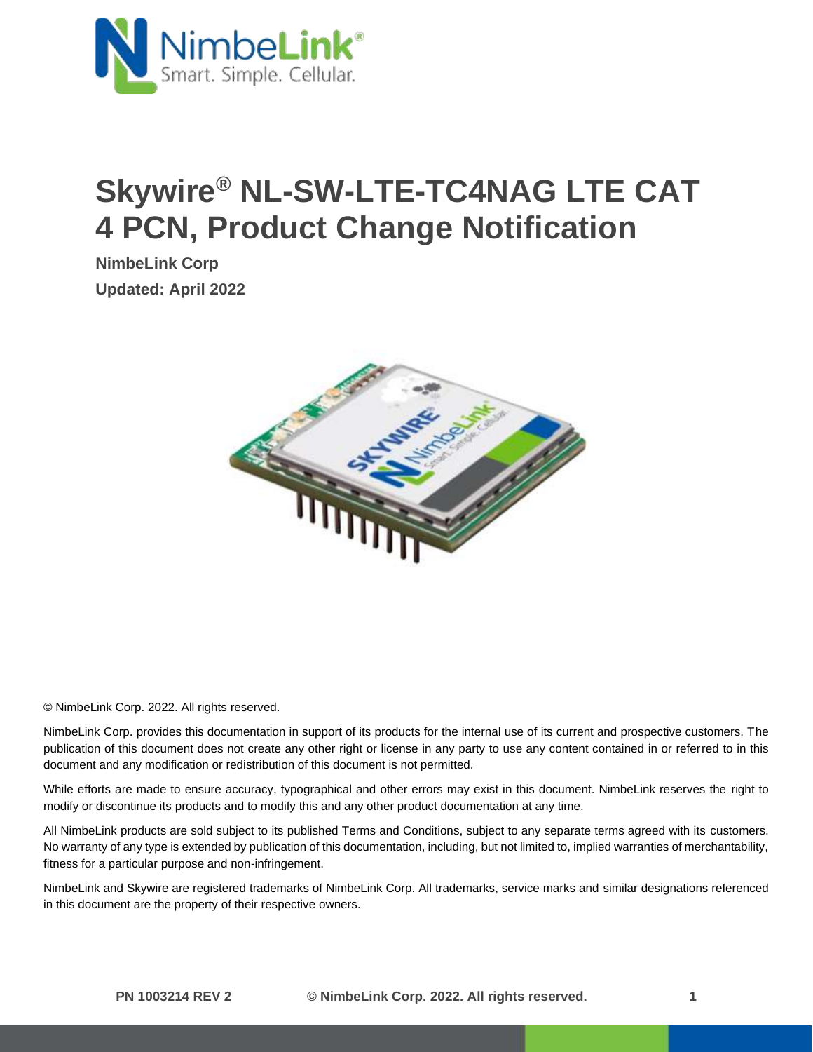# Skywire® NL-SW-LTE-TC4NAG LTE CAT 4 PCN, Product Change Notification

**NimbeLink Corp**

**Updated: April 2022**

© NimbeLink Corp. 2022. All rights reserved.

NimbeLink Corp. provides this documentation in support of its products for the internal use of its current and prospective customers. The publication of this document does not create any other right or license in any party to use any content contained in or referred to in this document and any modification or redistribution of this document is not permitted.

While efforts are made to ensure accuracy, typographical and other errors may exist in this document. NimbeLink reserves the right to modify or discontinue its products and to modify this and any other product documentation at any time.

All NimbeLink products are sold subject to its published Terms and Conditions, subject to any separate terms agreed with its customers. No warranty of any type is extended by publication of this documentation, including, but not limited to, implied warranties of merchantability, fitness for a particular purpose and non-infringement.

NimbeLink and Skywire are registered trademarks of NimbeLink Corp. All trademarks, service marks and similar designations referenced in this document are the property of their respective owners.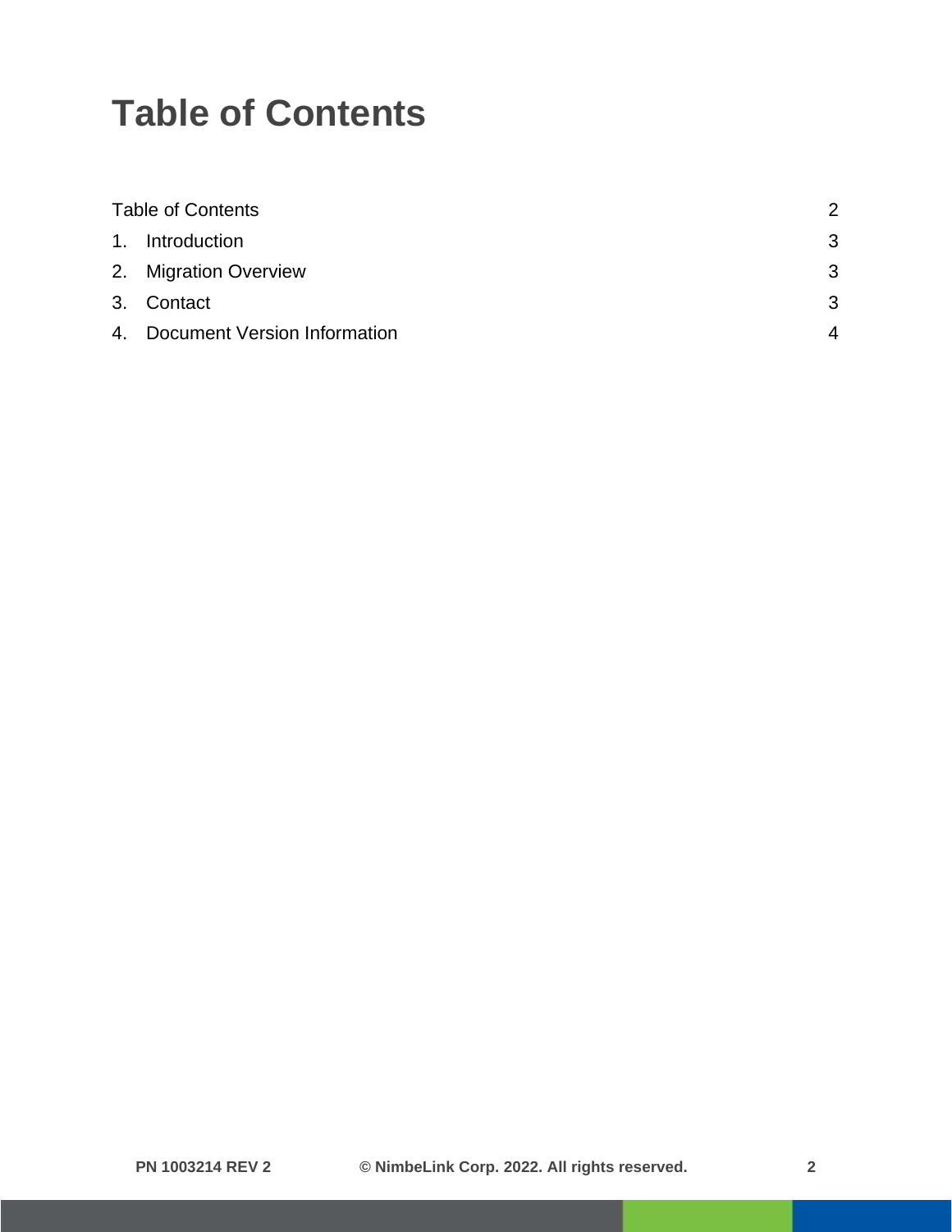# Table of Contents

| | |
|---|---|
| Table of Contents | 2 |
| 1. Introduction | 3 |
| 2. Migration Overview | 3 |
| 3. Contact | 3 |
| 4. Document Version Information | 4 |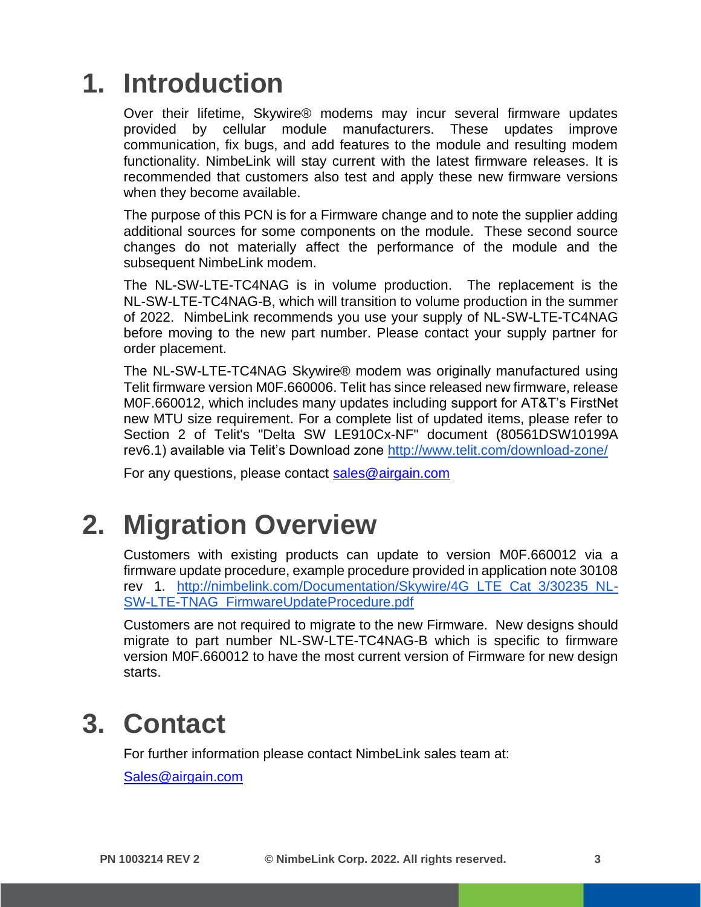# 1. Introduction

Over their lifetime, Skywire® modems may incur several firmware updates provided by cellular module manufacturers. These updates improve communication, fix bugs, and add features to the module and resulting modem functionality. NimbeLink will stay current with the latest firmware releases. It is recommended that customers also test and apply these new firmware versions when they become available.

The purpose of this PCN is for a Firmware change and to note the supplier adding additional sources for some components on the module. These second source changes do not materially affect the performance of the module and the subsequent NimbeLink modem.

The NL-SW-LTE-TC4NAG is in volume production. The replacement is the NL-SW-LTE-TC4NAG-B, which will transition to volume production in the summer of 2022. NimbeLink recommends you use your supply of NL-SW-LTE-TC4NAG before moving to the new part number. Please contact your supply partner for order placement.

The NL-SW-LTE-TC4NAG Skywire® modem was originally manufactured using Telit firmware version M0F.660006. Telit has since released new firmware, release M0F.660012, which includes many updates including support for AT&T's FirstNet new MTU size requirement. For a complete list of updated items, please refer to Section 2 of Telit's "Delta SW LE910Cx-NF" document (80561DSW10199A rev6.1) available via Telit's Download zone [http://www.telit.com/download-zone/](http://www.telit.com/download-zone/)

For any questions, please contact [sales@airgain.com](mailto:sales@airgain.com)

# 2. Migration Overview

Customers with existing products can update to version M0F.660012 via a firmware update procedure, example procedure provided in application note 30108 rev 1. [http://nimbelink.com/Documentation/Skywire/4G_LTE_Cat_3/30235_NL-SW-LTE-TNAG_FirmwareUpdateProcedure.pdf](http://nimbelink.com/Documentation/Skywire/4G_LTE_Cat_3/30235_NL-SW-LTE-TNAG_FirmwareUpdateProcedure.pdf)

Customers are not required to migrate to the new Firmware. New designs should migrate to part number NL-SW-LTE-TC4NAG-B which is specific to firmware version M0F.660012 to have the most current version of Firmware for new design starts.

# 3. Contact

For further information please contact NimbeLink sales team at:

[Sales@airgain.com](mailto:Sales@airgain.com)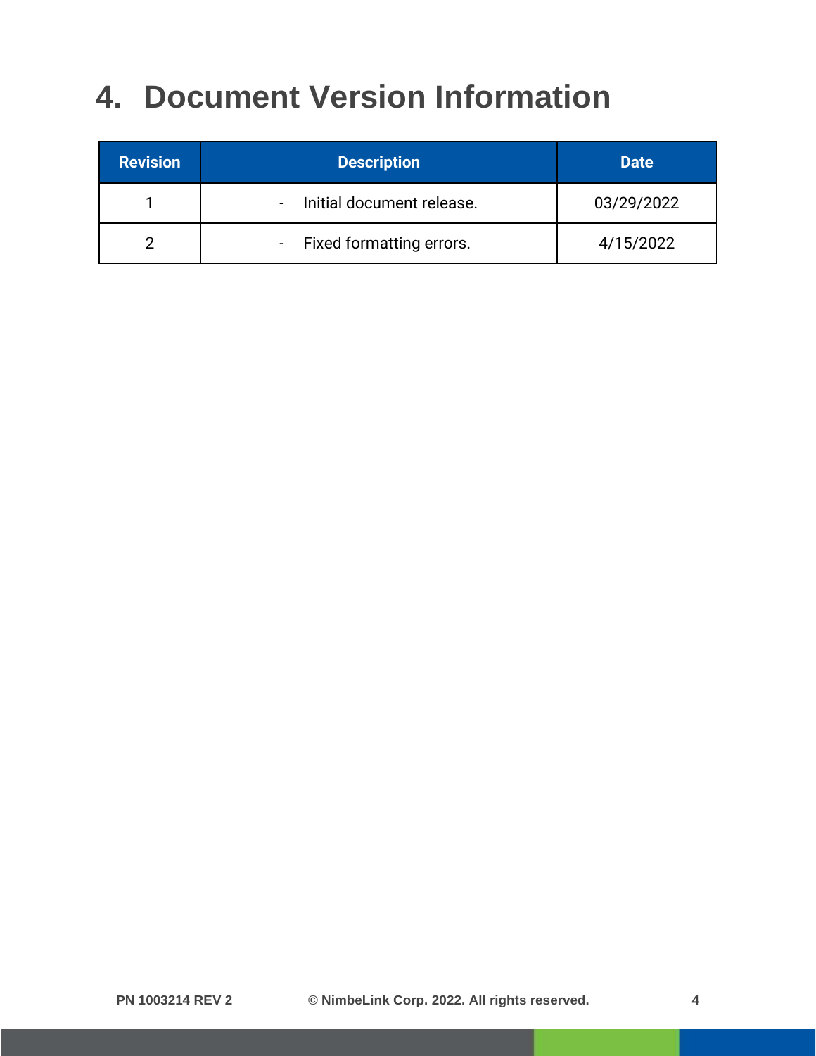# 4. Document Version Information

| Revision | Description | Date |
|---|---|---|
| 1 | - Initial document release. | 03/29/2022 |
| 2 | - Fixed formatting errors. | 4/15/2022 |